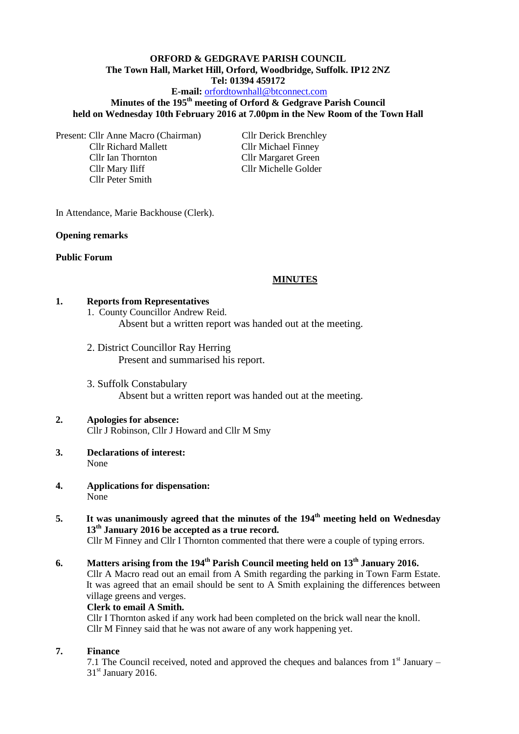**ORFORD & GEDGRAVE PARISH COUNCIL**
**The Town Hall, Market Hill, Orford, Woodbridge, Suffolk. IP12 2NZ**
**Tel: 01394 459172**
**E-mail:** orfordtownhall@btconnect.com

**Minutes of the 195th meeting of Orford & Gedgrave Parish Council held on Wednesday 10th February 2016 at 7.00pm in the New Room of the Town Hall**

Present:
- Cllr Anne Macro (Chairman)
- Cllr Richard Mallett
- Cllr Ian Thornton
- Cllr Mary Iliff
- Cllr Peter Smith
- Cllr Derick Brenchley
- Cllr Michael Finney
- Cllr Margaret Green
- Cllr Michelle Golder

In Attendance, Marie Backhouse (Clerk).

**Opening remarks**

**Public Forum**

**MINUTES**

**1. Reports from Representatives**

1. County Councillor Andrew Reid.
   Absent but a written report was handed out at the meeting.

2. District Councillor Ray Herring
   Present and summarised his report.

3. Suffolk Constabulary
   Absent but a written report was handed out at the meeting.

**2. Apologies for absence:**
Cllr J Robinson, Cllr J Howard and Cllr M Smy

**3. Declarations of interest:**
None

**4. Applications for dispensation:**
None

**5. It was unanimously agreed that the minutes of the 194th meeting held on Wednesday 13th January 2016 be accepted as a true record.**
Cllr M Finney and Cllr I Thornton commented that there were a couple of typing errors.

**6. Matters arising from the 194th Parish Council meeting held on 13th January 2016.**
Cllr A Macro read out an email from A Smith regarding the parking in Town Farm Estate. It was agreed that an email should be sent to A Smith explaining the differences between village greens and verges.
**Clerk to email A Smith.**
Cllr I Thornton asked if any work had been completed on the brick wall near the knoll.
Cllr M Finney said that he was not aware of any work happening yet.

**7. Finance**
7.1 The Council received, noted and approved the cheques and balances from 1st January – 31st January 2016.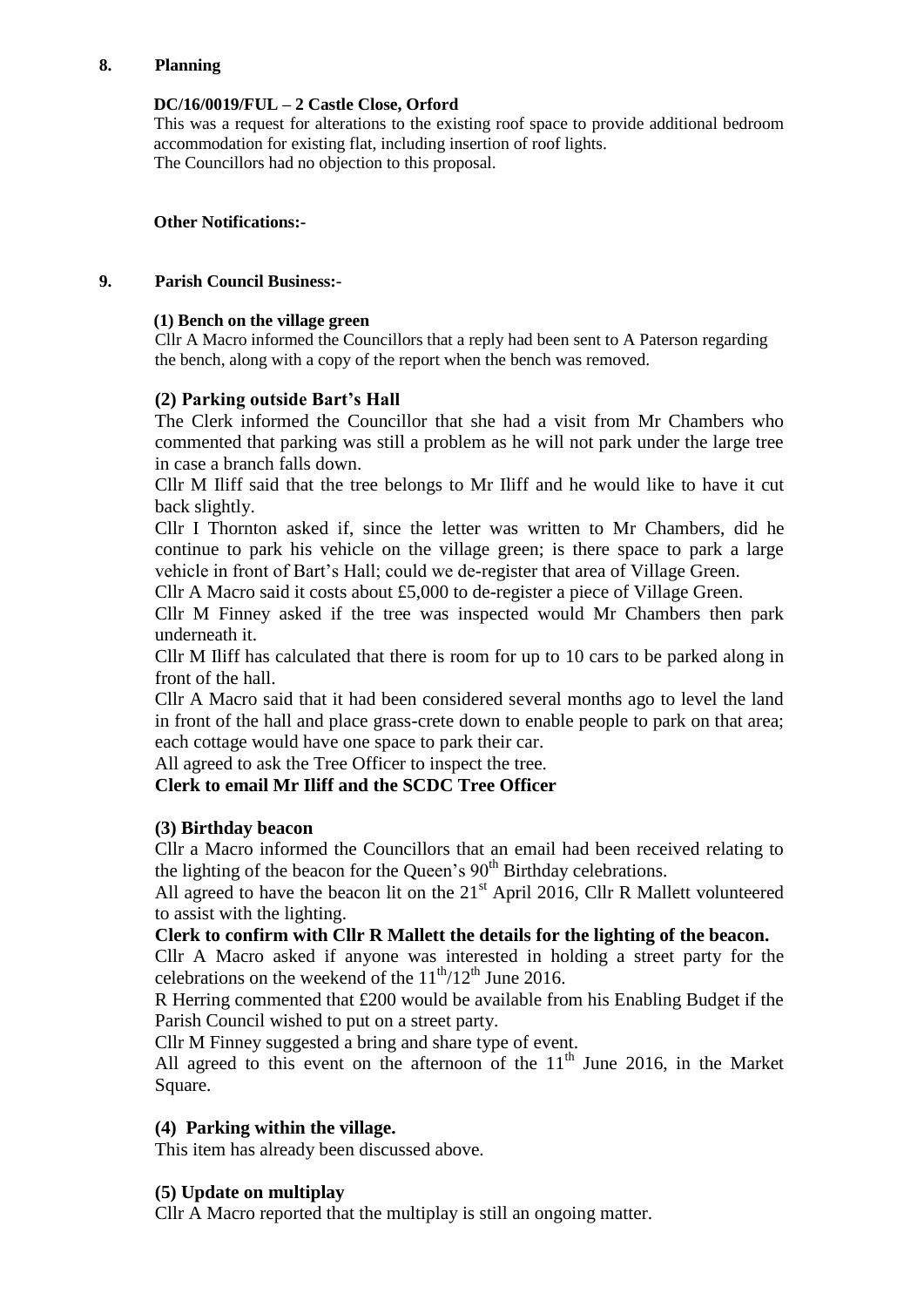## 8. Planning

**DC/16/0019/FUL – 2 Castle Close, Orford**

This was a request for alterations to the existing roof space to provide additional bedroom accommodation for existing flat, including insertion of roof lights.
The Councillors had no objection to this proposal.

**Other Notifications:-**

## 9. Parish Council Business:-

**(1) Bench on the village green**

Cllr A Macro informed the Councillors that a reply had been sent to A Paterson regarding the bench, along with a copy of the report when the bench was removed.

**(2) Parking outside Bart's Hall**

The Clerk informed the Councillor that she had a visit from Mr Chambers who commented that parking was still a problem as he will not park under the large tree in case a branch falls down.

Cllr M Iliff said that the tree belongs to Mr Iliff and he would like to have it cut back slightly.

Cllr I Thornton asked if, since the letter was written to Mr Chambers, did he continue to park his vehicle on the village green; is there space to park a large vehicle in front of Bart's Hall; could we de-register that area of Village Green.

Cllr A Macro said it costs about £5,000 to de-register a piece of Village Green.

Cllr M Finney asked if the tree was inspected would Mr Chambers then park underneath it.

Cllr M Iliff has calculated that there is room for up to 10 cars to be parked along in front of the hall.

Cllr A Macro said that it had been considered several months ago to level the land in front of the hall and place grass-crete down to enable people to park on that area; each cottage would have one space to park their car.

All agreed to ask the Tree Officer to inspect the tree.

**Clerk to email Mr Iliff and the SCDC Tree Officer**

**(3) Birthday beacon**

Cllr a Macro informed the Councillors that an email had been received relating to the lighting of the beacon for the Queen's 90th Birthday celebrations.

All agreed to have the beacon lit on the 21st April 2016, Cllr R Mallett volunteered to assist with the lighting.

**Clerk to confirm with Cllr R Mallett the details for the lighting of the beacon.**

Cllr A Macro asked if anyone was interested in holding a street party for the celebrations on the weekend of the 11th/12th June 2016.

R Herring commented that £200 would be available from his Enabling Budget if the Parish Council wished to put on a street party.

Cllr M Finney suggested a bring and share type of event.

All agreed to this event on the afternoon of the 11th June 2016, in the Market Square.

**(4) Parking within the village.**

This item has already been discussed above.

**(5) Update on multiplay**

Cllr A Macro reported that the multiplay is still an ongoing matter.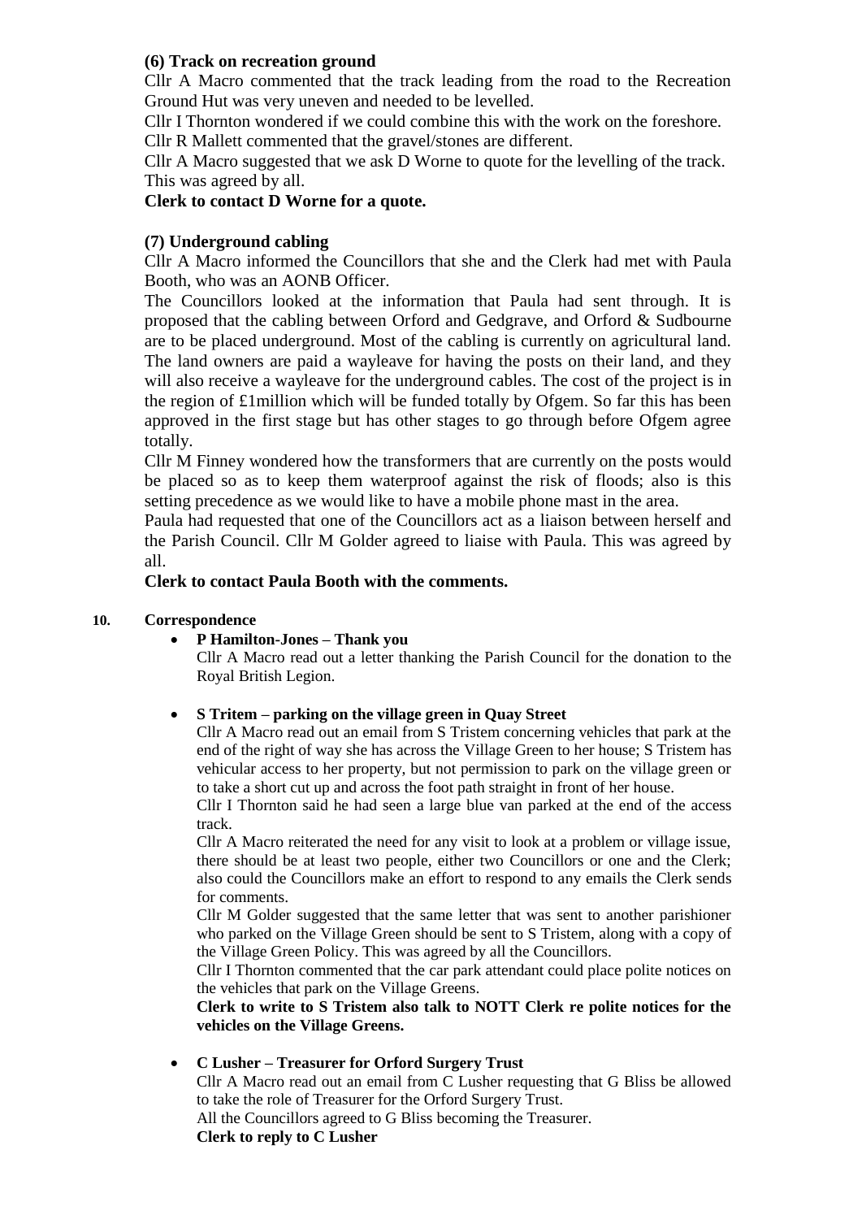**(6) Track on recreation ground**

Cllr A Macro commented that the track leading from the road to the Recreation Ground Hut was very uneven and needed to be levelled.

Cllr I Thornton wondered if we could combine this with the work on the foreshore.

Cllr R Mallett commented that the gravel/stones are different.

Cllr A Macro suggested that we ask D Worne to quote for the levelling of the track. This was agreed by all.

**Clerk to contact D Worne for a quote.**

**(7) Underground cabling**

Cllr A Macro informed the Councillors that she and the Clerk had met with Paula Booth, who was an AONB Officer.

The Councillors looked at the information that Paula had sent through. It is proposed that the cabling between Orford and Gedgrave, and Orford & Sudbourne are to be placed underground. Most of the cabling is currently on agricultural land. The land owners are paid a wayleave for having the posts on their land, and they will also receive a wayleave for the underground cables. The cost of the project is in the region of £1million which will be funded totally by Ofgem. So far this has been approved in the first stage but has other stages to go through before Ofgem agree totally.

Cllr M Finney wondered how the transformers that are currently on the posts would be placed so as to keep them waterproof against the risk of floods; also is this setting precedence as we would like to have a mobile phone mast in the area.

Paula had requested that one of the Councillors act as a liaison between herself and the Parish Council. Cllr M Golder agreed to liaise with Paula. This was agreed by all.

**Clerk to contact Paula Booth with the comments.**

**10. Correspondence**

- **P Hamilton-Jones – Thank you**

  Cllr A Macro read out a letter thanking the Parish Council for the donation to the Royal British Legion.

- **S Tritem – parking on the village green in Quay Street**

  Cllr A Macro read out an email from S Tristem concerning vehicles that park at the end of the right of way she has across the Village Green to her house; S Tristem has vehicular access to her property, but not permission to park on the village green or to take a short cut up and across the foot path straight in front of her house.

  Cllr I Thornton said he had seen a large blue van parked at the end of the access track.

  Cllr A Macro reiterated the need for any visit to look at a problem or village issue, there should be at least two people, either two Councillors or one and the Clerk; also could the Councillors make an effort to respond to any emails the Clerk sends for comments.

  Cllr M Golder suggested that the same letter that was sent to another parishioner who parked on the Village Green should be sent to S Tristem, along with a copy of the Village Green Policy. This was agreed by all the Councillors.

  Cllr I Thornton commented that the car park attendant could place polite notices on the vehicles that park on the Village Greens.

  **Clerk to write to S Tristem also talk to NOTT Clerk re polite notices for the vehicles on the Village Greens.**

- **C Lusher – Treasurer for Orford Surgery Trust**

  Cllr A Macro read out an email from C Lusher requesting that G Bliss be allowed to take the role of Treasurer for the Orford Surgery Trust.

  All the Councillors agreed to G Bliss becoming the Treasurer.

  **Clerk to reply to C Lusher**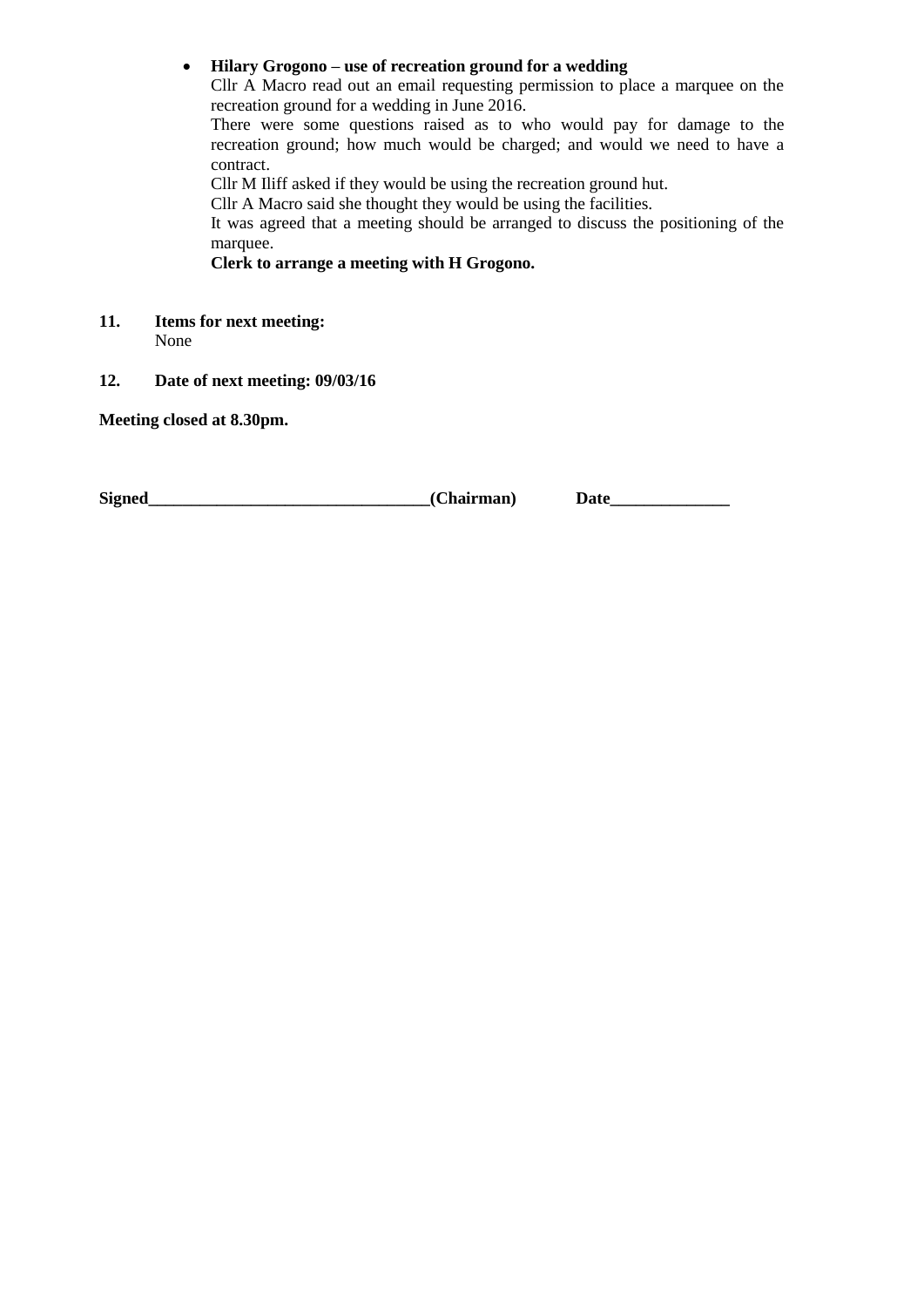- **Hilary Grogono – use of recreation ground for a wedding**
  Cllr A Macro read out an email requesting permission to place a marquee on the recreation ground for a wedding in June 2016.
  There were some questions raised as to who would pay for damage to the recreation ground; how much would be charged; and would we need to have a contract.
  Cllr M Iliff asked if they would be using the recreation ground hut.
  Cllr A Macro said she thought they would be using the facilities.
  It was agreed that a meeting should be arranged to discuss the positioning of the marquee.
  **Clerk to arrange a meeting with H Grogono.**

**11. Items for next meeting:**
None

**12. Date of next meeting: 09/03/16**

**Meeting closed at 8.30pm.**

**Signed\_\_\_\_\_\_\_\_\_\_\_\_\_\_\_\_\_\_\_\_\_\_\_\_\_\_\_\_\_\_\_\_(Chairman) Date\_\_\_\_\_\_\_\_\_\_\_\_\_\_**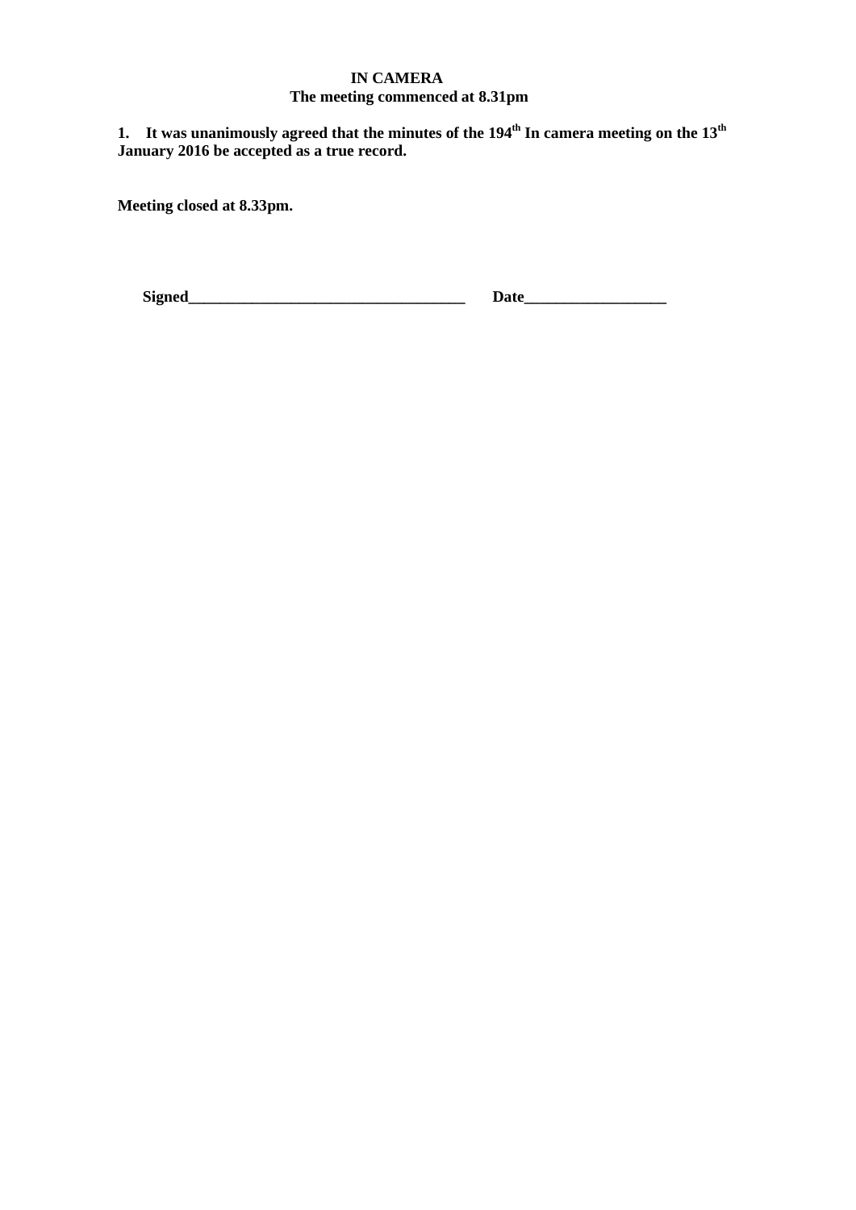**IN CAMERA**
**The meeting commenced at 8.31pm**

**1. It was unanimously agreed that the minutes of the 194th In camera meeting on the 13th January 2016 be accepted as a true record.**

**Meeting closed at 8.33pm.**

**Signed___________________________________ Date_________________**